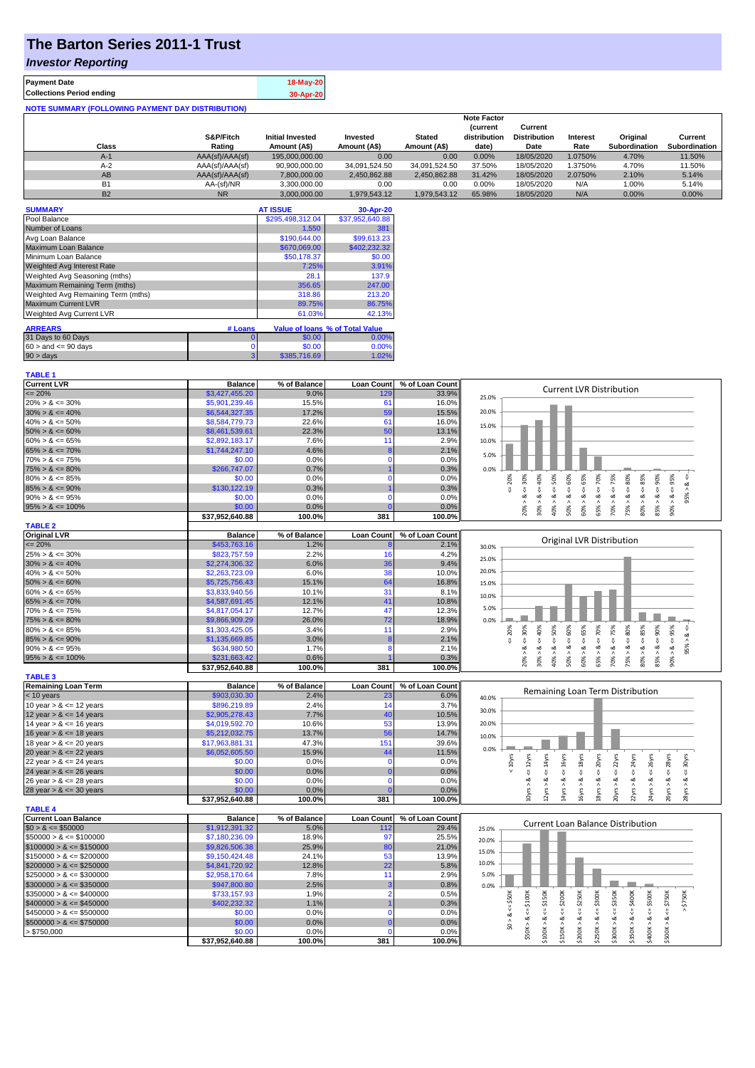# The Barton Series 2011-1 Trust

## *Investor Reporting*

| | |
|---|---|
| **Payment Date** | 18-May-20 |
| **Collections Period ending** | 30-Apr-20 |

**NOTE SUMMARY (FOLLOWING PAYMENT DAY DISTRIBUTION)**

| Class | S&P/Fitch Rating | Initial Invested Amount (A$) | Invested Amount (A$) | Stated Amount (A$) | Note Factor (current distribution date) | Current Distribution Date | Interest Rate | Original Subordination | Current Subordination |
|---|---|---|---|---|---|---|---|---|---|
| A-1 | AAA(sf)/AAA(sf) | 195,000,000.00 | 0.00 | 0.00 | 0.00% | 18/05/2020 | 1.0750% | 4.70% | 11.50% |
| A-2 | AAA(sf)/AAA(sf) | 90,900,000.00 | 34,091,524.50 | 34,091,524.50 | 37.50% | 18/05/2020 | 1.3750% | 4.70% | 11.50% |
| AB | AAA(sf)/AAA(sf) | 7,800,000.00 | 2,450,862.88 | 2,450,862.88 | 31.42% | 18/05/2020 | 2.0750% | 2.10% | 5.14% |
| B1 | AA-(sf)/NR | 3,300,000.00 | 0.00 | 0.00 | 0.00% | 18/05/2020 | N/A | 1.00% | 5.14% |
| B2 | NR | 3,000,000.00 | 1,979,543.12 | 1,979,543.12 | 65.98% | 18/05/2020 | N/A | 0.00% | 0.00% |

| SUMMARY | AT ISSUE | 30-Apr-20 |
|---|---|---|
| Pool Balance | $295,498,312.04 | $37,952,640.88 |
| Number of Loans | 1,550 | 381 |
| Avg Loan Balance | $190,644.00 | $99,613.23 |
| Maximum Loan Balance | $670,069.00 | $402,232.32 |
| Minimum Loan Balance | $50,178.37 | $0.00 |
| Weighted Avg Interest Rate | 7.25% | 3.91% |
| Weighted Avg Seasoning (mths) | 28.1 | 137.9 |
| Maximum Remaining Term (mths) | 356.65 | 247.00 |
| Weighted Avg Remaining Term (mths) | 318.86 | 213.20 |
| Maximum Current LVR | 89.75% | 86.75% |
| Weighted Avg Current LVR | 61.03% | 42.13% |

| ARREARS | # Loans | Value of loans | % of Total Value |
|---|---|---|---|
| 31 Days to 60 Days | 0 | $0.00 | 0.00% |
| 60 > and <= 90 days | 0 | $0.00 | 0.00% |
| 90 > days | 3 | $385,716.69 | 1.02% |

**TABLE 1**

| Current LVR | Balance | % of Balance | Loan Count | % of Loan Count |
|---|---|---|---|---|
| <= 20% | $3,427,455.20 | 9.0% | 129 | 33.9% |
| 20% > & <= 30% | $5,901,239.46 | 15.5% | 61 | 16.0% |
| 30% > & <= 40% | $6,544,327.35 | 17.2% | 59 | 15.5% |
| 40% > & <= 50% | $8,584,779.73 | 22.6% | 61 | 16.0% |
| 50% > & <= 60% | $8,461,539.61 | 22.3% | 50 | 13.1% |
| 60% > & <= 65% | $2,892,183.17 | 7.6% | 11 | 2.9% |
| 65% > & <= 70% | $1,744,247.10 | 4.6% | 8 | 2.1% |
| 70% > & <= 75% | $0.00 | 0.0% | 0 | 0.0% |
| 75% > & <= 80% | $266,747.07 | 0.7% | 1 | 0.3% |
| 80% > & <= 85% | $0.00 | 0.0% | 0 | 0.0% |
| 85% > & <= 90% | $130,122.19 | 0.3% | 1 | 0.3% |
| 90% > & <= 95% | $0.00 | 0.0% | 0 | 0.0% |
| 95% > & <= 100% | $0.00 | 0.0% | 0 | 0.0% |
| | $37,952,640.88 | 100.0% | 381 | 100.0% |

**TABLE 2**

| Original LVR | Balance | % of Balance | Loan Count | % of Loan Count |
|---|---|---|---|---|
| <= 20% | $453,763.16 | 1.2% | 8 | 2.1% |
| 25% > & <= 30% | $823,757.59 | 2.2% | 16 | 4.2% |
| 30% > & <= 40% | $2,274,306.32 | 6.0% | 36 | 9.4% |
| 40% > & <= 50% | $2,263,723.09 | 6.0% | 38 | 10.0% |
| 50% > & <= 60% | $5,725,756.43 | 15.1% | 64 | 16.8% |
| 60% > & <= 65% | $3,833,940.56 | 10.1% | 31 | 8.1% |
| 65% > & <= 70% | $4,587,691.45 | 12.1% | 41 | 10.8% |
| 70% > & <= 75% | $4,817,054.17 | 12.7% | 47 | 12.3% |
| 75% > & <= 80% | $9,866,909.29 | 26.0% | 72 | 18.9% |
| 80% > & <= 85% | $1,303,425.05 | 3.4% | 11 | 2.9% |
| 85% > & <= 90% | $1,135,669.85 | 3.0% | 8 | 2.1% |
| 90% > & <= 95% | $634,980.50 | 1.7% | 8 | 2.1% |
| 95% > & <= 100% | $231,663.42 | 0.6% | 1 | 0.3% |
| | $37,952,640.88 | 100.0% | 381 | 100.0% |

**TABLE 3**

| Remaining Loan Term | Balance | % of Balance | Loan Count | % of Loan Count |
|---|---|---|---|---|
| < 10 years | $903,030.30 | 2.4% | 23 | 6.0% |
| 10 year > & <= 12 years | $896,219.89 | 2.4% | 14 | 3.7% |
| 12 year > & <= 14 years | $2,905,278.43 | 7.7% | 40 | 10.5% |
| 14 year > & <= 16 years | $4,019,592.70 | 10.6% | 53 | 13.9% |
| 16 year > & <= 18 years | $5,212,032.75 | 13.7% | 56 | 14.7% |
| 18 year > & <= 20 years | $17,963,881.31 | 47.3% | 151 | 39.6% |
| 20 year > & <= 22 years | $6,052,605.50 | 15.9% | 44 | 11.5% |
| 22 year > & <= 24 years | $0.00 | 0.0% | 0 | 0.0% |
| 24 year > & <= 26 years | $0.00 | 0.0% | 0 | 0.0% |
| 26 year > & <= 28 years | $0.00 | 0.0% | 0 | 0.0% |
| 28 year > & <= 30 years | $0.00 | 0.0% | 0 | 0.0% |
| | $37,952,640.88 | 100.0% | 381 | 100.0% |

**TABLE 4**

| Current Loan Balance | Balance | % of Balance | Loan Count | % of Loan Count |
|---|---|---|---|---|
| $0 > & <= $50000 | $1,912,391.32 | 5.0% | 112 | 29.4% |
| $50000 > & <= $100000 | $7,180,236.09 | 18.9% | 97 | 25.5% |
| $100000 > & <= $150000 | $9,826,506.38 | 25.9% | 80 | 21.0% |
| $150000 > & <= $200000 | $9,150,424.48 | 24.1% | 53 | 13.9% |
| $200000 > & <= $250000 | $4,841,720.92 | 12.8% | 22 | 5.8% |
| $250000 > & <= $300000 | $2,958,170.64 | 7.8% | 11 | 2.9% |
| $300000 > & <= $350000 | $947,800.80 | 2.5% | 3 | 0.8% |
| $350000 > & <= $400000 | $733,157.93 | 1.9% | 2 | 0.5% |
| $400000 > & <= $450000 | $402,232.32 | 1.1% | 1 | 0.3% |
| $450000 > & <= $500000 | $0.00 | 0.0% | 0 | 0.0% |
| $500000 > & <= $750000 | $0.00 | 0.0% | 0 | 0.0% |
| > $750,000 | $0.00 | 0.0% | 0 | 0.0% |
| | $37,952,640.88 | 100.0% | 381 | 100.0% |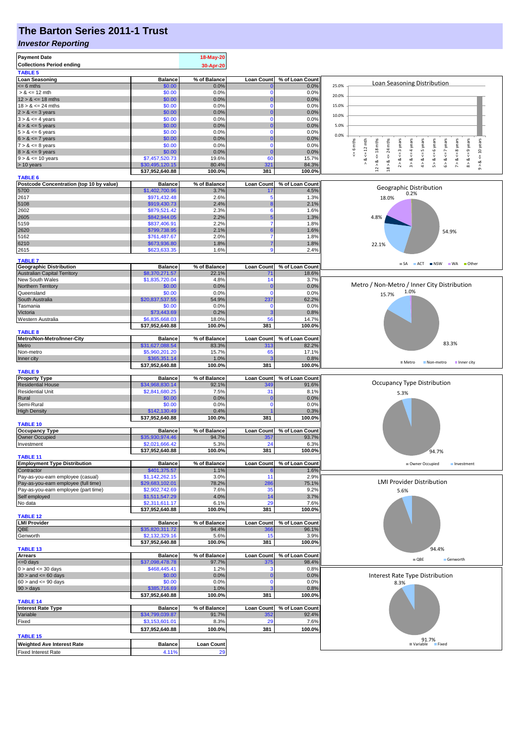# The Barton Series 2011-1 Trust

## *Investor Reporting*

| | |
|---|---|
| **Payment Date** | 18-May-20 |
| **Collections Period ending** | 30-Apr-20 |

**TABLE 5**

| Loan Seasoning | Balance | % of Balance | Loan Count | % of Loan Count |
|---|---|---|---|---|
| <= 6 mths | $0.00 | 0.0% | 0 | 0.0% |
| > & <= 12 mth | $0.00 | 0.0% | 0 | 0.0% |
| 12 > & <= 18 mths | $0.00 | 0.0% | 0 | 0.0% |
| 18 > & <= 24 mths | $0.00 | 0.0% | 0 | 0.0% |
| 2 > & <= 3 years | $0.00 | 0.0% | 0 | 0.0% |
| 3 > & <= 4 years | $0.00 | 0.0% | 0 | 0.0% |
| 4 > & <= 5 years | $0.00 | 0.0% | 0 | 0.0% |
| 5 > & <= 6 years | $0.00 | 0.0% | 0 | 0.0% |
| 6 > & <= 7 years | $0.00 | 0.0% | 0 | 0.0% |
| 7 > & <= 8 years | $0.00 | 0.0% | 0 | 0.0% |
| 8 > & <= 9 years | $0.00 | 0.0% | 0 | 0.0% |
| 9 > & <= 10 years | $7,457,520.73 | 19.6% | 60 | 15.7% |
| > 10 years | $30,495,120.15 | 80.4% | 321 | 84.3% |
| | $37,952,640.88 | 100.0% | 381 | 100.0% |

Loan Seasoning Distribution

**TABLE 6**

| Postcode Concentration (top 10 by value) | Balance | % of Balance | Loan Count | % of Loan Count |
|---|---|---|---|---|
| 5700 | $1,402,700.96 | 3.7% | 17 | 4.5% |
| 2617 | $971,432.48 | 2.6% | 5 | 1.3% |
| 5108 | $919,430.73 | 2.4% | 8 | 2.1% |
| 2602 | $879,521.42 | 2.3% | 6 | 1.6% |
| 2605 | $842,944.05 | 2.2% | 5 | 1.3% |
| 5159 | $837,406.91 | 2.2% | 7 | 1.8% |
| 2620 | $799,738.95 | 2.1% | 6 | 1.6% |
| 5162 | $761,487.67 | 2.0% | 7 | 1.8% |
| 6210 | $673,936.80 | 1.8% | 7 | 1.8% |
| 2615 | $623,633.35 | 1.6% | 9 | 2.4% |

Geographic Distribution

**TABLE 7**

| Geographic Distribution | Balance | % of Balance | Loan Count | % of Loan Count |
|---|---|---|---|---|
| Australian Capital Territory | $8,370,271.57 | 22.1% | 71 | 18.6% |
| New South Wales | $1,835,720.04 | 4.8% | 14 | 3.7% |
| Northern Territory | $0.00 | 0.0% | 0 | 0.0% |
| Queensland | $0.00 | 0.0% | 0 | 0.0% |
| South Australia | $20,837,537.55 | 54.9% | 237 | 62.2% |
| Tasmania | $0.00 | 0.0% | 0 | 0.0% |
| Victoria | $73,443.69 | 0.2% | 3 | 0.8% |
| Western Australia | $6,835,668.03 | 18.0% | 56 | 14.7% |
| | $37,952,640.88 | 100.0% | 381 | 100.0% |

Metro / Non-Metro / Inner City Distribution

**TABLE 8**

| Metro/Non-Metro/Inner-City | Balance | % of Balance | Loan Count | % of Loan Count |
|---|---|---|---|---|
| Metro | $31,627,088.54 | 83.3% | 313 | 82.2% |
| Non-metro | $5,960,201.20 | 15.7% | 65 | 17.1% |
| Inner city | $365,351.14 | 1.0% | 3 | 0.8% |
| | $37,952,640.88 | 100.0% | 381 | 100.0% |

**TABLE 9**

| Property Type | Balance | % of Balance | Loan Count | % of Loan Count |
|---|---|---|---|---|
| Residential House | $34,968,830.14 | 92.1% | 349 | 91.6% |
| Residential Unit | $2,841,680.25 | 7.5% | 31 | 8.1% |
| Rural | $0.00 | 0.0% | 0 | 0.0% |
| Semi-Rural | $0.00 | 0.0% | 0 | 0.0% |
| High Density | $142,130.49 | 0.4% | 1 | 0.3% |
| | $37,952,640.88 | 100.0% | 381 | 100.0% |

Occupancy Type Distribution

**TABLE 10**

| Occupancy Type | Balance | % of Balance | Loan Count | % of Loan Count |
|---|---|---|---|---|
| Owner Occupied | $35,930,974.46 | 94.7% | 357 | 93.7% |
| Investment | $2,021,666.42 | 5.3% | 24 | 6.3% |
| | $37,952,640.88 | 100.0% | 381 | 100.0% |

**TABLE 11**

| Employment Type Distribution | Balance | % of Balance | Loan Count | % of Loan Count |
|---|---|---|---|---|
| Contractor | $401,375.57 | 1.1% | 6 | 1.6% |
| Pay-as-you-earn employee (casual) | $1,142,262.15 | 3.0% | 11 | 2.9% |
| Pay-as-you-earn employee (full time) | $29,683,102.01 | 78.2% | 286 | 75.1% |
| Pay-as-you-earn employee (part time) | $2,902,742.69 | 7.6% | 35 | 9.2% |
| Self employed | $1,511,547.29 | 4.0% | 14 | 3.7% |
| No data | $2,311,611.17 | 6.1% | 29 | 7.6% |
| | $37,952,640.88 | 100.0% | 381 | 100.0% |

LMI Provider Distribution

**TABLE 12**

| LMI Provider | Balance | % of Balance | Loan Count | % of Loan Count |
|---|---|---|---|---|
| QBE | $35,820,311.72 | 94.4% | 366 | 96.1% |
| Genworth | $2,132,329.16 | 5.6% | 15 | 3.9% |
| | $37,952,640.88 | 100.0% | 381 | 100.0% |

**TABLE 13**

| Arrears | Balance | % of Balance | Loan Count | % of Loan Count |
|---|---|---|---|---|
| <=0 days | $37,098,478.78 | 97.7% | 375 | 98.4% |
| 0 > and <= 30 days | $468,445.41 | 1.2% | 3 | 0.8% |
| 30 > and <= 60 days | $0.00 | 0.0% | 0 | 0.0% |
| 60 > and <= 90 days | $0.00 | 0.0% | 0 | 0.0% |
| 90 > days | $385,716.69 | 1.0% | 3 | 0.8% |
| | $37,952,640.88 | 100.0% | 381 | 100.0% |

Interest Rate Type Distribution

**TABLE 14**

| Interest Rate Type | Balance | % of Balance | Loan Count | % of Loan Count |
|---|---|---|---|---|
| Variable | $34,799,039.87 | 91.7% | 352 | 92.4% |
| Fixed | $3,153,601.01 | 8.3% | 29 | 7.6% |
| | $37,952,640.88 | 100.0% | 381 | 100.0% |

**TABLE 15**

| Weighted Ave Interest Rate | Balance | Loan Count |
|---|---|---|
| Fixed Interest Rate | 4.11% | 29 |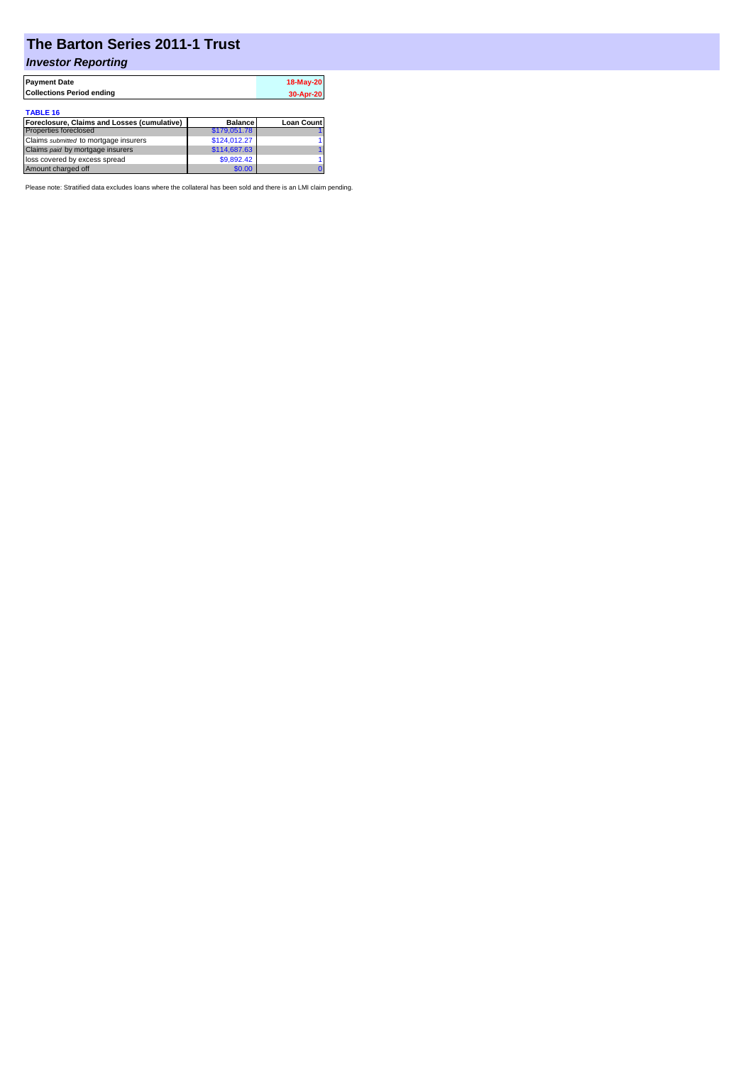# The Barton Series 2011-1 Trust

## *Investor Reporting*

| | |
|---|---|
| **Payment Date** | **18-May-20** |
| **Collections Period ending** | **30-Apr-20** |

**TABLE 16**

| Foreclosure, Claims and Losses (cumulative) | Balance | Loan Count |
|---|---|---|
| Properties foreclosed | $179,051.78 | 1 |
| Claims *submitted* to mortgage insurers | $124,012.27 | 1 |
| Claims *paid* by mortgage insurers | $114,687.63 | 1 |
| loss covered by excess spread | $9,892.42 | 1 |
| Amount charged off | $0.00 | 0 |

Please note: Stratified data excludes loans where the collateral has been sold and there is an LMI claim pending.